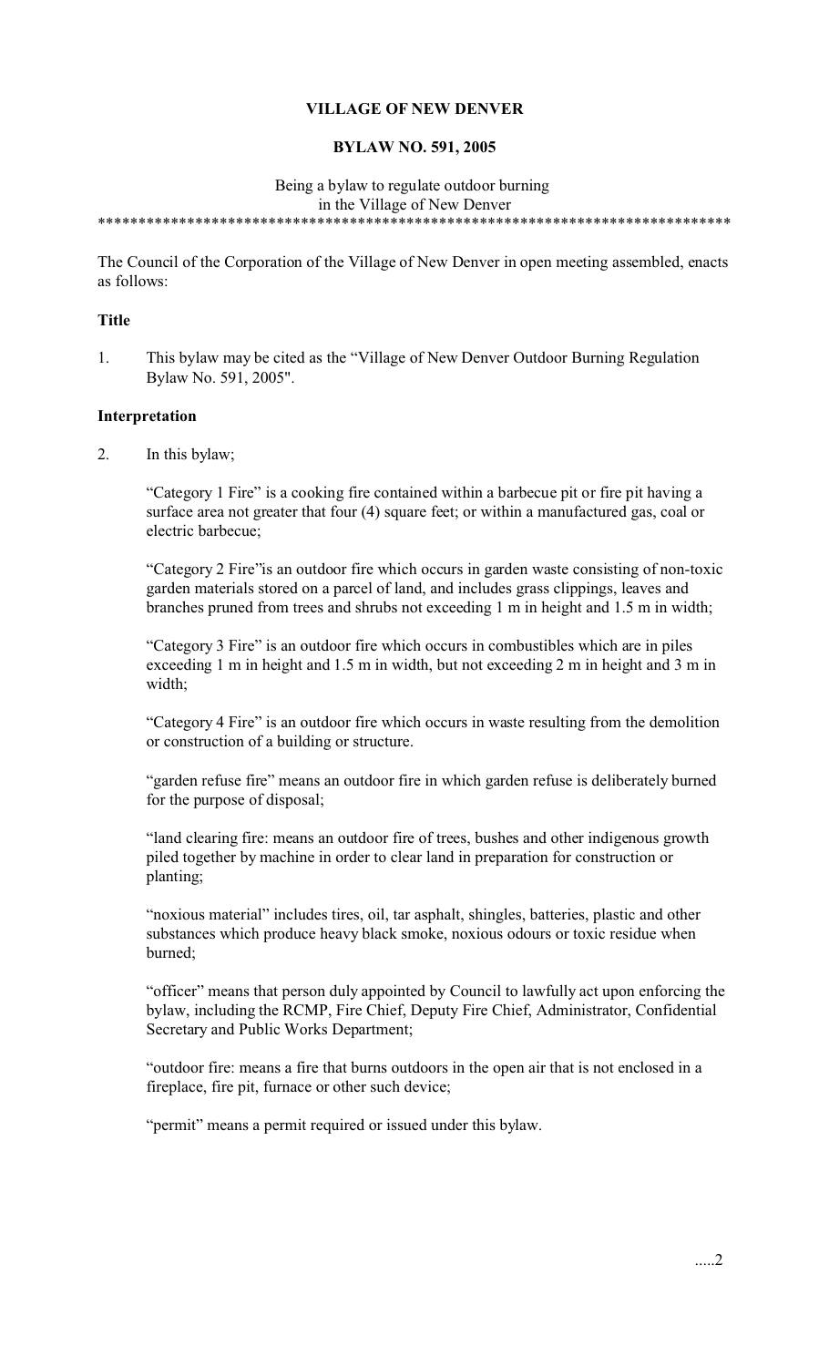**VILLAGE OF NEW DENVER**

**BYLAW NO. 591, 2005**

Being a bylaw to regulate outdoor burning
in the Village of New Denver

*******************************************************************************

The Council of the Corporation of the Village of New Denver in open meeting assembled, enacts as follows:

**Title**

1. This bylaw may be cited as the "Village of New Denver Outdoor Burning Regulation Bylaw No. 591, 2005".

**Interpretation**

2. In this bylaw;

   "Category 1 Fire" is a cooking fire contained within a barbecue pit or fire pit having a surface area not greater that four (4) square feet; or within a manufactured gas, coal or electric barbecue;

   "Category 2 Fire"is an outdoor fire which occurs in garden waste consisting of non-toxic garden materials stored on a parcel of land, and includes grass clippings, leaves and branches pruned from trees and shrubs not exceeding 1 m in height and 1.5 m in width;

   "Category 3 Fire" is an outdoor fire which occurs in combustibles which are in piles exceeding 1 m in height and 1.5 m in width, but not exceeding 2 m in height and 3 m in width;

   "Category 4 Fire" is an outdoor fire which occurs in waste resulting from the demolition or construction of a building or structure.

   "garden refuse fire" means an outdoor fire in which garden refuse is deliberately burned for the purpose of disposal;

   "land clearing fire: means an outdoor fire of trees, bushes and other indigenous growth piled together by machine in order to clear land in preparation for construction or planting;

   "noxious material" includes tires, oil, tar asphalt, shingles, batteries, plastic and other substances which produce heavy black smoke, noxious odours or toxic residue when burned;

   "officer" means that person duly appointed by Council to lawfully act upon enforcing the bylaw, including the RCMP, Fire Chief, Deputy Fire Chief, Administrator, Confidential Secretary and Public Works Department;

   "outdoor fire: means a fire that burns outdoors in the open air that is not enclosed in a fireplace, fire pit, furnace or other such device;

   "permit" means a permit required or issued under this bylaw.

.....2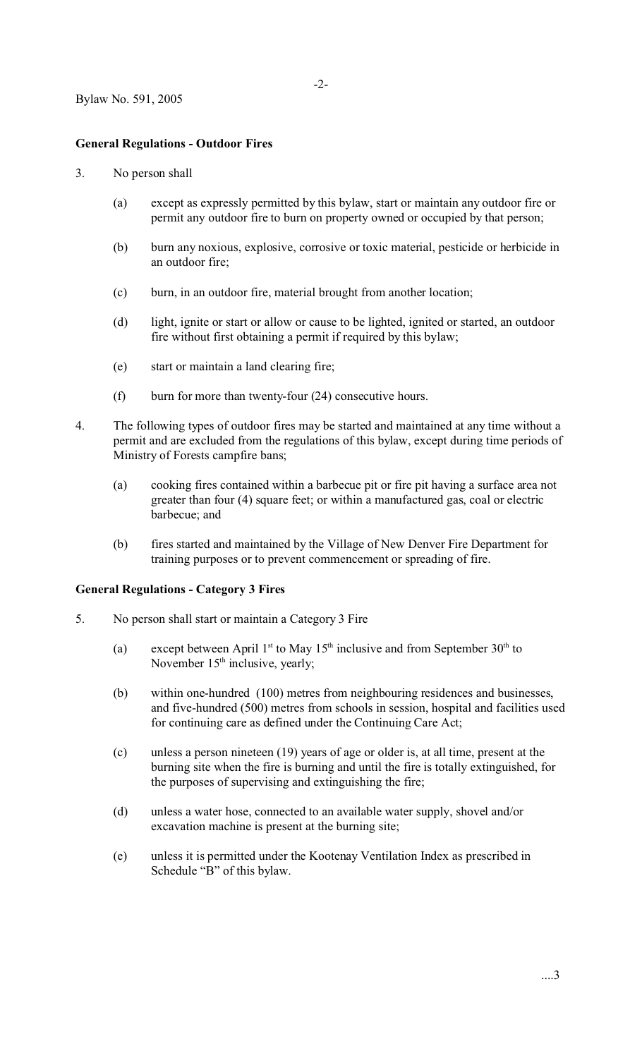**General Regulations - Outdoor Fires**

3. No person shall

   (a) except as expressly permitted by this bylaw, start or maintain any outdoor fire or permit any outdoor fire to burn on property owned or occupied by that person;

   (b) burn any noxious, explosive, corrosive or toxic material, pesticide or herbicide in an outdoor fire;

   (c) burn, in an outdoor fire, material brought from another location;

   (d) light, ignite or start or allow or cause to be lighted, ignited or started, an outdoor fire without first obtaining a permit if required by this bylaw;

   (e) start or maintain a land clearing fire;

   (f) burn for more than twenty-four (24) consecutive hours.

4. The following types of outdoor fires may be started and maintained at any time without a permit and are excluded from the regulations of this bylaw, except during time periods of Ministry of Forests campfire bans;

   (a) cooking fires contained within a barbecue pit or fire pit having a surface area not greater than four (4) square feet; or within a manufactured gas, coal or electric barbecue; and

   (b) fires started and maintained by the Village of New Denver Fire Department for training purposes or to prevent commencement or spreading of fire.

**General Regulations - Category 3 Fires**

5. No person shall start or maintain a Category 3 Fire

   (a) except between April 1st to May 15th inclusive and from September 30th to November 15th inclusive, yearly;

   (b) within one-hundred (100) metres from neighbouring residences and businesses, and five-hundred (500) metres from schools in session, hospital and facilities used for continuing care as defined under the Continuing Care Act;

   (c) unless a person nineteen (19) years of age or older is, at all time, present at the burning site when the fire is burning and until the fire is totally extinguished, for the purposes of supervising and extinguishing the fire;

   (d) unless a water hose, connected to an available water supply, shovel and/or excavation machine is present at the burning site;

   (e) unless it is permitted under the Kootenay Ventilation Index as prescribed in Schedule "B" of this bylaw.

....3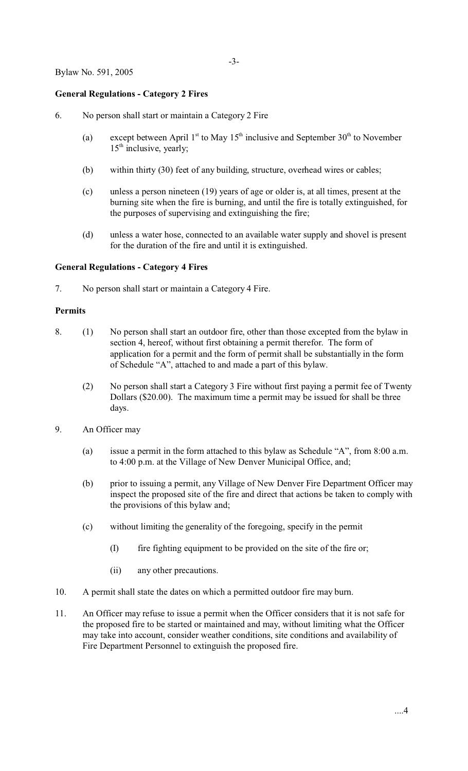Bylaw No. 591, 2005

**General Regulations - Category 2 Fires**

6. No person shall start or maintain a Category 2 Fire

   (a) except between April 1st to May 15th inclusive and September 30th to November 15th inclusive, yearly;

   (b) within thirty (30) feet of any building, structure, overhead wires or cables;

   (c) unless a person nineteen (19) years of age or older is, at all times, present at the burning site when the fire is burning, and until the fire is totally extinguished, for the purposes of supervising and extinguishing the fire;

   (d) unless a water hose, connected to an available water supply and shovel is present for the duration of the fire and until it is extinguished.

**General Regulations - Category 4 Fires**

7. No person shall start or maintain a Category 4 Fire.

**Permits**

8. (1) No person shall start an outdoor fire, other than those excepted from the bylaw in section 4, hereof, without first obtaining a permit therefor. The form of application for a permit and the form of permit shall be substantially in the form of Schedule "A", attached to and made a part of this bylaw.

   (2) No person shall start a Category 3 Fire without first paying a permit fee of Twenty Dollars ($20.00). The maximum time a permit may be issued for shall be three days.

9. An Officer may

   (a) issue a permit in the form attached to this bylaw as Schedule "A", from 8:00 a.m. to 4:00 p.m. at the Village of New Denver Municipal Office, and;

   (b) prior to issuing a permit, any Village of New Denver Fire Department Officer may inspect the proposed site of the fire and direct that actions be taken to comply with the provisions of this bylaw and;

   (c) without limiting the generality of the foregoing, specify in the permit

      (I) fire fighting equipment to be provided on the site of the fire or;

      (ii) any other precautions.

10. A permit shall state the dates on which a permitted outdoor fire may burn.

11. An Officer may refuse to issue a permit when the Officer considers that it is not safe for the proposed fire to be started or maintained and may, without limiting what the Officer may take into account, consider weather conditions, site conditions and availability of Fire Department Personnel to extinguish the proposed fire.

....4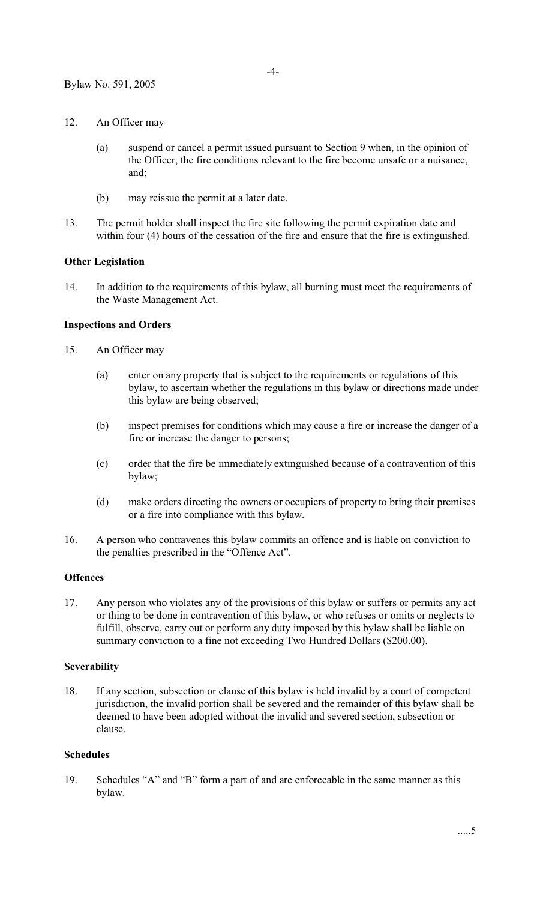12. An Officer may

    (a) suspend or cancel a permit issued pursuant to Section 9 when, in the opinion of the Officer, the fire conditions relevant to the fire become unsafe or a nuisance, and;

    (b) may reissue the permit at a later date.

13. The permit holder shall inspect the fire site following the permit expiration date and within four (4) hours of the cessation of the fire and ensure that the fire is extinguished.

**Other Legislation**

14. In addition to the requirements of this bylaw, all burning must meet the requirements of the Waste Management Act.

**Inspections and Orders**

15. An Officer may

    (a) enter on any property that is subject to the requirements or regulations of this bylaw, to ascertain whether the regulations in this bylaw or directions made under this bylaw are being observed;

    (b) inspect premises for conditions which may cause a fire or increase the danger of a fire or increase the danger to persons;

    (c) order that the fire be immediately extinguished because of a contravention of this bylaw;

    (d) make orders directing the owners or occupiers of property to bring their premises or a fire into compliance with this bylaw.

16. A person who contravenes this bylaw commits an offence and is liable on conviction to the penalties prescribed in the "Offence Act".

**Offences**

17. Any person who violates any of the provisions of this bylaw or suffers or permits any act or thing to be done in contravention of this bylaw, or who refuses or omits or neglects to fulfill, observe, carry out or perform any duty imposed by this bylaw shall be liable on summary conviction to a fine not exceeding Two Hundred Dollars ($200.00).

**Severability**

18. If any section, subsection or clause of this bylaw is held invalid by a court of competent jurisdiction, the invalid portion shall be severed and the remainder of this bylaw shall be deemed to have been adopted without the invalid and severed section, subsection or clause.

**Schedules**

19. Schedules "A" and "B" form a part of and are enforceable in the same manner as this bylaw.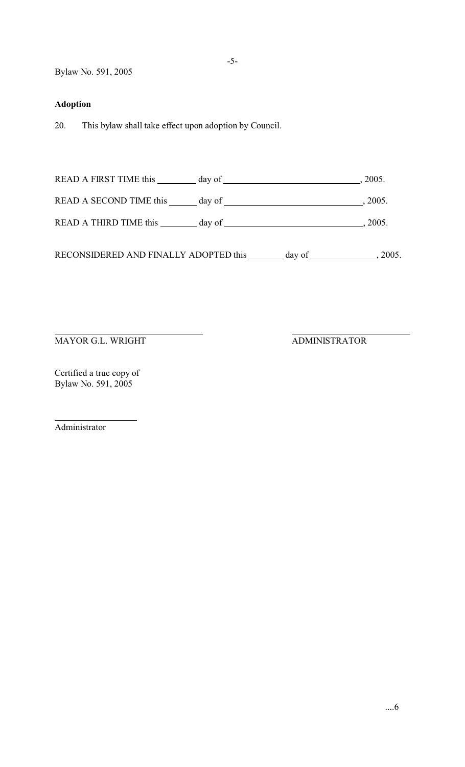Bylaw No. 591, 2005

**Adoption**

20. This bylaw shall take effect upon adoption by Council.

READ A FIRST TIME this \_\_\_\_\_\_\_\_ day of \_\_\_\_\_\_\_\_\_\_\_\_\_\_\_\_\_\_\_\_\_\_\_\_\_\_\_\_\_\_, 2005.

READ A SECOND TIME this \_\_\_\_\_\_ day of \_\_\_\_\_\_\_\_\_\_\_\_\_\_\_\_\_\_\_\_\_\_\_\_\_\_\_\_\_\_, 2005.

READ A THIRD TIME this \_\_\_\_\_\_\_\_ day of \_\_\_\_\_\_\_\_\_\_\_\_\_\_\_\_\_\_\_\_\_\_\_\_\_\_\_\_\_\_, 2005.

RECONSIDERED AND FINALLY ADOPTED this \_\_\_\_\_\_\_ day of \_\_\_\_\_\_\_\_\_\_\_\_\_\_, 2005.

\_\_\_\_\_\_\_\_\_\_\_\_\_\_\_\_\_\_\_\_\_\_\_\_\_\_\_\_\_\_ \_\_\_\_\_\_\_\_\_\_\_\_\_\_\_\_\_\_\_\_\_\_\_\_\_\_\_\_

MAYOR G.L. WRIGHT ADMINISTRATOR

Certified a true copy of
Bylaw No. 591, 2005

\_\_\_\_\_\_\_\_\_\_\_\_\_\_\_\_\_\_

Administrator

....6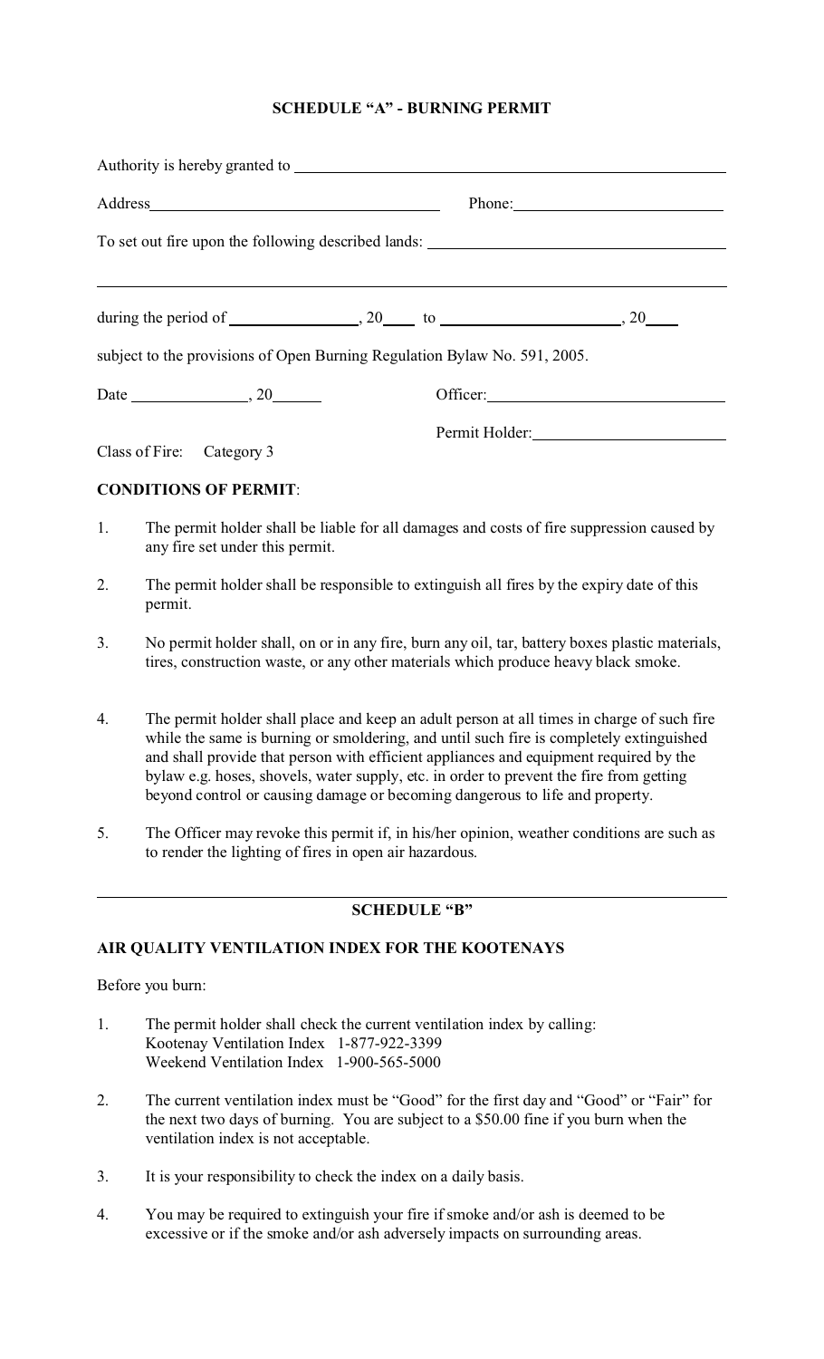## SCHEDULE "A" - BURNING PERMIT

Authority is hereby granted to \_\_\_\_\_\_\_\_\_\_\_\_\_\_\_\_\_\_\_\_\_\_\_\_\_\_\_\_\_\_\_\_\_\_\_\_\_\_\_\_

Address\_\_\_\_\_\_\_\_\_\_\_\_\_\_\_\_\_\_\_\_\_\_\_\_\_\_\_\_\_\_\_\_ Phone:\_\_\_\_\_\_\_\_\_\_\_\_\_\_\_\_\_\_\_\_

To set out fire upon the following described lands: \_\_\_\_\_\_\_\_\_\_\_\_\_\_\_\_\_\_\_\_\_\_\_\_\_\_\_\_

\_\_\_\_\_\_\_\_\_\_\_\_\_\_\_\_\_\_\_\_\_\_\_\_\_\_\_\_\_\_\_\_\_\_\_\_\_\_\_\_\_\_\_\_\_\_\_\_\_\_\_\_\_\_\_\_\_\_\_\_\_\_\_\_

during the period of \_\_\_\_\_\_\_\_\_\_\_\_\_\_, 20\_\_\_\_ to \_\_\_\_\_\_\_\_\_\_\_\_\_\_\_\_\_\_\_\_, 20\_\_\_\_

subject to the provisions of Open Burning Regulation Bylaw No. 591, 2005.

Date \_\_\_\_\_\_\_\_\_\_\_\_\_, 20\_\_\_\_\_\_ Officer:\_\_\_\_\_\_\_\_\_\_\_\_\_\_\_\_\_\_\_\_\_\_\_\_

Permit Holder:\_\_\_\_\_\_\_\_\_\_\_\_\_\_\_\_\_\_\_\_

Class of Fire: Category 3

**CONDITIONS OF PERMIT**:

1. The permit holder shall be liable for all damages and costs of fire suppression caused by any fire set under this permit.

2. The permit holder shall be responsible to extinguish all fires by the expiry date of this permit.

3. No permit holder shall, on or in any fire, burn any oil, tar, battery boxes plastic materials, tires, construction waste, or any other materials which produce heavy black smoke.

4. The permit holder shall place and keep an adult person at all times in charge of such fire while the same is burning or smoldering, and until such fire is completely extinguished and shall provide that person with efficient appliances and equipment required by the bylaw e.g. hoses, shovels, water supply, etc. in order to prevent the fire from getting beyond control or causing damage or becoming dangerous to life and property.

5. The Officer may revoke this permit if, in his/her opinion, weather conditions are such as to render the lighting of fires in open air hazardous.

---

## SCHEDULE "B"

### AIR QUALITY VENTILATION INDEX FOR THE KOOTENAYS

Before you burn:

1. The permit holder shall check the current ventilation index by calling:
   Kootenay Ventilation Index 1-877-922-3399
   Weekend Ventilation Index 1-900-565-5000

2. The current ventilation index must be "Good" for the first day and "Good" or "Fair" for the next two days of burning. You are subject to a $50.00 fine if you burn when the ventilation index is not acceptable.

3. It is your responsibility to check the index on a daily basis.

4. You may be required to extinguish your fire if smoke and/or ash is deemed to be excessive or if the smoke and/or ash adversely impacts on surrounding areas.